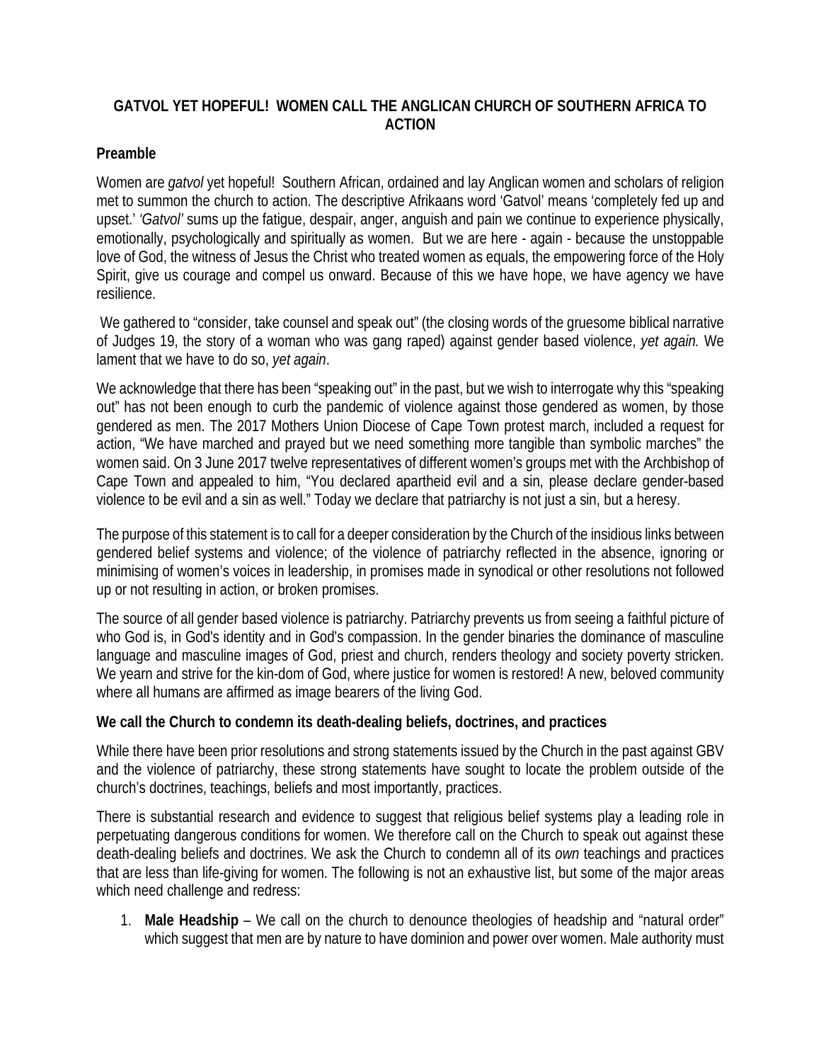# GATVOL YET HOPEFUL! WOMEN CALL THE ANGLICAN CHURCH OF SOUTHERN AFRICA TO ACTION

## Preamble

Women are *gatvol* yet hopeful! Southern African, ordained and lay Anglican women and scholars of religion met to summon the church to action. The descriptive Afrikaans word 'Gatvol' means 'completely fed up and upset.' *'Gatvol'* sums up the fatigue, despair, anger, anguish and pain we continue to experience physically, emotionally, psychologically and spiritually as women. But we are here - again - because the unstoppable love of God, the witness of Jesus the Christ who treated women as equals, the empowering force of the Holy Spirit, give us courage and compel us onward. Because of this we have hope, we have agency we have resilience.

We gathered to "consider, take counsel and speak out" (the closing words of the gruesome biblical narrative of Judges 19, the story of a woman who was gang raped) against gender based violence, *yet again.* We lament that we have to do so, *yet again*.

We acknowledge that there has been "speaking out" in the past, but we wish to interrogate why this "speaking out" has not been enough to curb the pandemic of violence against those gendered as women, by those gendered as men. The 2017 Mothers Union Diocese of Cape Town protest march, included a request for action, "We have marched and prayed but we need something more tangible than symbolic marches" the women said. On 3 June 2017 twelve representatives of different women's groups met with the Archbishop of Cape Town and appealed to him, "You declared apartheid evil and a sin, please declare gender-based violence to be evil and a sin as well." Today we declare that patriarchy is not just a sin, but a heresy.

The purpose of this statement is to call for a deeper consideration by the Church of the insidious links between gendered belief systems and violence; of the violence of patriarchy reflected in the absence, ignoring or minimising of women's voices in leadership, in promises made in synodical or other resolutions not followed up or not resulting in action, or broken promises.

The source of all gender based violence is patriarchy. Patriarchy prevents us from seeing a faithful picture of who God is, in God's identity and in God's compassion. In the gender binaries the dominance of masculine language and masculine images of God, priest and church, renders theology and society poverty stricken. We yearn and strive for the kin-dom of God, where justice for women is restored! A new, beloved community where all humans are affirmed as image bearers of the living God.

## We call the Church to condemn its death-dealing beliefs, doctrines, and practices

While there have been prior resolutions and strong statements issued by the Church in the past against GBV and the violence of patriarchy, these strong statements have sought to locate the problem outside of the church's doctrines, teachings, beliefs and most importantly, practices.

There is substantial research and evidence to suggest that religious belief systems play a leading role in perpetuating dangerous conditions for women. We therefore call on the Church to speak out against these death-dealing beliefs and doctrines. We ask the Church to condemn all of its *own* teachings and practices that are less than life-giving for women. The following is not an exhaustive list, but some of the major areas which need challenge and redress:

1. **Male Headship** – We call on the church to denounce theologies of headship and "natural order" which suggest that men are by nature to have dominion and power over women. Male authority must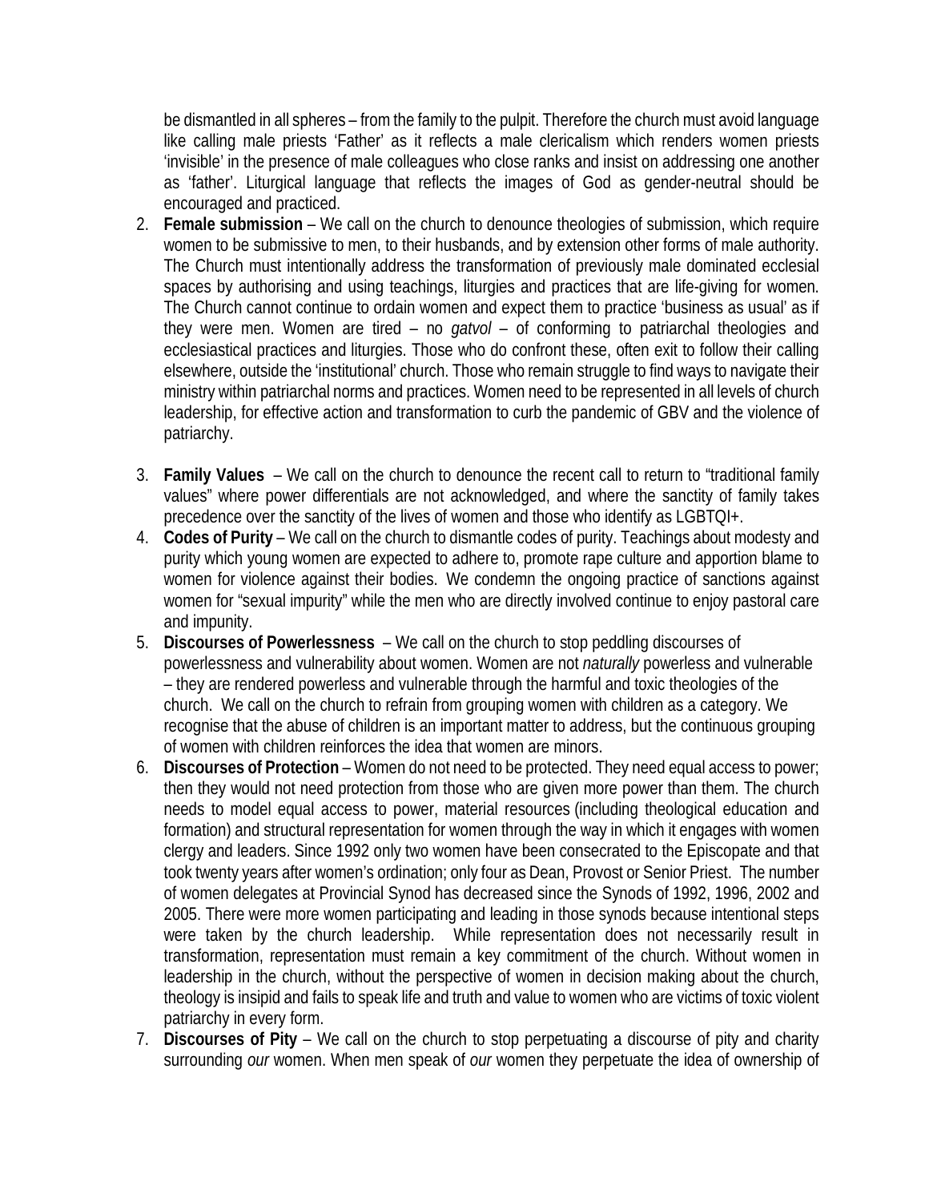be dismantled in all spheres – from the family to the pulpit. Therefore the church must avoid language like calling male priests 'Father' as it reflects a male clericalism which renders women priests 'invisible' in the presence of male colleagues who close ranks and insist on addressing one another as 'father'. Liturgical language that reflects the images of God as gender-neutral should be encouraged and practiced.

2. **Female submission** – We call on the church to denounce theologies of submission, which require women to be submissive to men, to their husbands, and by extension other forms of male authority. The Church must intentionally address the transformation of previously male dominated ecclesial spaces by authorising and using teachings, liturgies and practices that are life-giving for women. The Church cannot continue to ordain women and expect them to practice 'business as usual' as if they were men. Women are tired – no *gatvol* – of conforming to patriarchal theologies and ecclesiastical practices and liturgies. Those who do confront these, often exit to follow their calling elsewhere, outside the 'institutional' church. Those who remain struggle to find ways to navigate their ministry within patriarchal norms and practices. Women need to be represented in all levels of church leadership, for effective action and transformation to curb the pandemic of GBV and the violence of patriarchy.

3. **Family Values** – We call on the church to denounce the recent call to return to "traditional family values" where power differentials are not acknowledged, and where the sanctity of family takes precedence over the sanctity of the lives of women and those who identify as LGBTQI+.
4. **Codes of Purity** – We call on the church to dismantle codes of purity. Teachings about modesty and purity which young women are expected to adhere to, promote rape culture and apportion blame to women for violence against their bodies. We condemn the ongoing practice of sanctions against women for "sexual impurity" while the men who are directly involved continue to enjoy pastoral care and impunity.
5. **Discourses of Powerlessness** – We call on the church to stop peddling discourses of powerlessness and vulnerability about women. Women are not *naturally* powerless and vulnerable – they are rendered powerless and vulnerable through the harmful and toxic theologies of the church. We call on the church to refrain from grouping women with children as a category. We recognise that the abuse of children is an important matter to address, but the continuous grouping of women with children reinforces the idea that women are minors.
6. **Discourses of Protection** – Women do not need to be protected. They need equal access to power; then they would not need protection from those who are given more power than them. The church needs to model equal access to power, material resources (including theological education and formation) and structural representation for women through the way in which it engages with women clergy and leaders. Since 1992 only two women have been consecrated to the Episcopate and that took twenty years after women's ordination; only four as Dean, Provost or Senior Priest. The number of women delegates at Provincial Synod has decreased since the Synods of 1992, 1996, 2002 and 2005. There were more women participating and leading in those synods because intentional steps were taken by the church leadership. While representation does not necessarily result in transformation, representation must remain a key commitment of the church. Without women in leadership in the church, without the perspective of women in decision making about the church, theology is insipid and fails to speak life and truth and value to women who are victims of toxic violent patriarchy in every form.
7. **Discourses of Pity** – We call on the church to stop perpetuating a discourse of pity and charity surrounding *our* women. When men speak of *our* women they perpetuate the idea of ownership of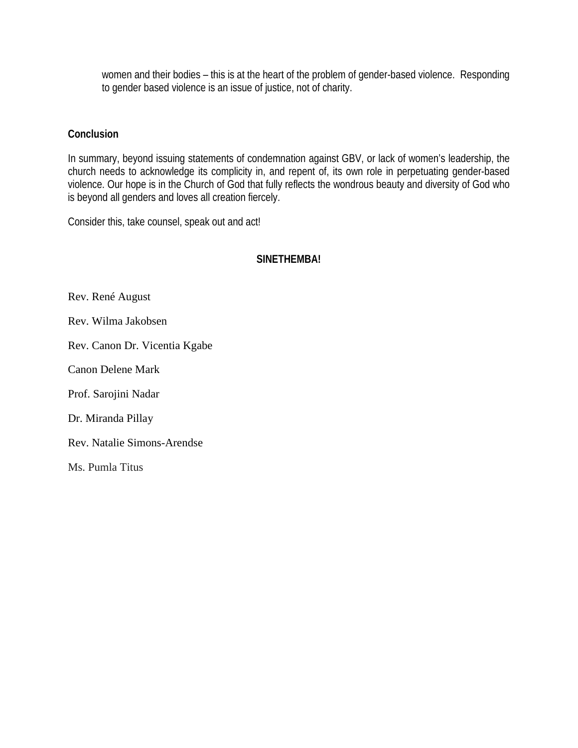women and their bodies – this is at the heart of the problem of gender-based violence. Responding to gender based violence is an issue of justice, not of charity.

**Conclusion**

In summary, beyond issuing statements of condemnation against GBV, or lack of women's leadership, the church needs to acknowledge its complicity in, and repent of, its own role in perpetuating gender-based violence. Our hope is in the Church of God that fully reflects the wondrous beauty and diversity of God who is beyond all genders and loves all creation fiercely.

Consider this, take counsel, speak out and act!

**SINETHEMBA!**

Rev. René August

Rev. Wilma Jakobsen

Rev. Canon Dr. Vicentia Kgabe

Canon Delene Mark

Prof. Sarojini Nadar

Dr. Miranda Pillay

Rev. Natalie Simons-Arendse

Ms. Pumla Titus